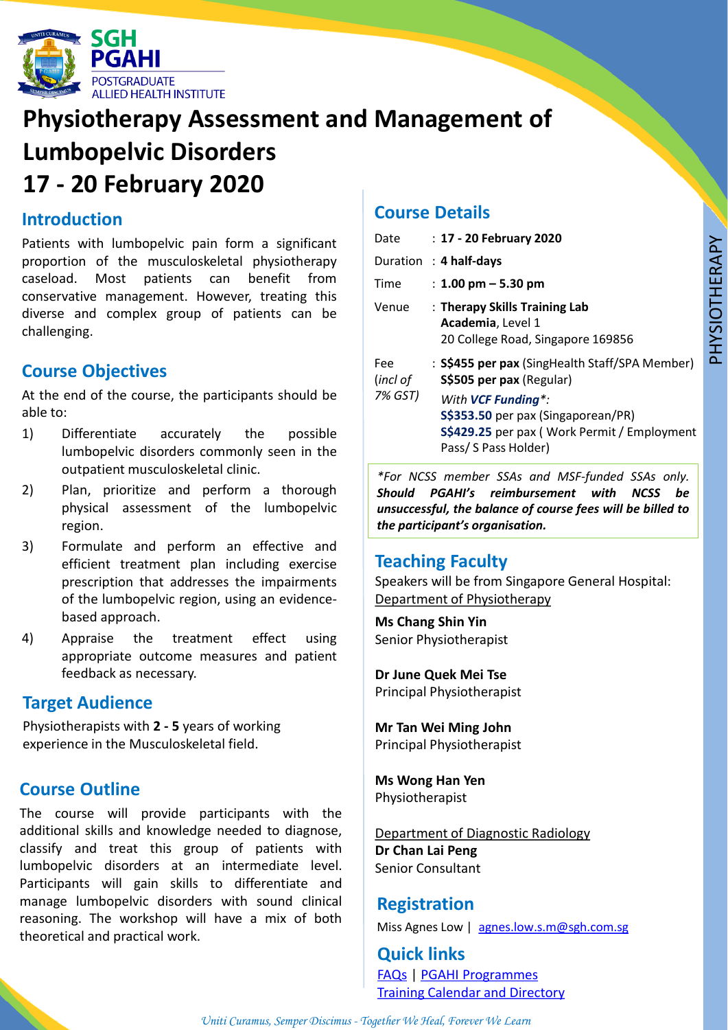SGH PGAHI
POSTGRADUATE ALLIED HEALTH INSTITUTE

# Physiotherapy Assessment and Management of Lumbopelvic Disorders 17 - 20 February 2020

## Introduction

Patients with lumbopelvic pain form a significant proportion of the musculoskeletal physiotherapy caseload. Most patients can benefit from conservative management. However, treating this diverse and complex group of patients can be challenging.

## Course Objectives

At the end of the course, the participants should be able to:

1) Differentiate accurately the possible lumbopelvic disorders commonly seen in the outpatient musculoskeletal clinic.
2) Plan, prioritize and perform a thorough physical assessment of the lumbopelvic region.
3) Formulate and perform an effective and efficient treatment plan including exercise prescription that addresses the impairments of the lumbopelvic region, using an evidence-based approach.
4) Appraise the treatment effect using appropriate outcome measures and patient feedback as necessary.

## Target Audience

Physiotherapists with **2 - 5** years of working experience in the Musculoskeletal field.

## Course Outline

The course will provide participants with the additional skills and knowledge needed to diagnose, classify and treat this group of patients with lumbopelvic disorders at an intermediate level. Participants will gain skills to differentiate and manage lumbopelvic disorders with sound clinical reasoning. The workshop will have a mix of both theoretical and practical work.

## Course Details

| | |
|---|---|
| Date | : **17 - 20 February 2020** |
| Duration | : **4 half-days** |
| Time | : **1.00 pm – 5.30 pm** |
| Venue | : **Therapy Skills Training Lab Academia**, Level 1<br>20 College Road, Singapore 169856 |
| Fee<br>*(incl of 7% GST)* | : **S$455 per pax** (SingHealth Staff/SPA Member)<br>**S$505 per pax** (Regular)<br>*With **VCF Funding**\*:*<br>**S$353.50** per pax (Singaporean/PR)<br>**S$429.25** per pax ( Work Permit / Employment Pass/ S Pass Holder) |

*\*For NCSS member SSAs and MSF-funded SSAs only. **Should PGAHI's reimbursement with NCSS be unsuccessful, the balance of course fees will be billed to the participant's organisation.***

## Teaching Faculty

Speakers will be from Singapore General Hospital:

Department of Physiotherapy

**Ms Chang Shin Yin**
Senior Physiotherapist

**Dr June Quek Mei Tse**
Principal Physiotherapist

**Mr Tan Wei Ming John**
Principal Physiotherapist

**Ms Wong Han Yen**
Physiotherapist

Department of Diagnostic Radiology

**Dr Chan Lai Peng**
Senior Consultant

## Registration

Miss Agnes Low | agnes.low.s.m@sgh.com.sg

## Quick links

FAQs | PGAHI Programmes
Training Calendar and Directory

PHYSIOTHERAPY

*Uniti Curamus, Semper Discimus - Together We Heal, Forever We Learn*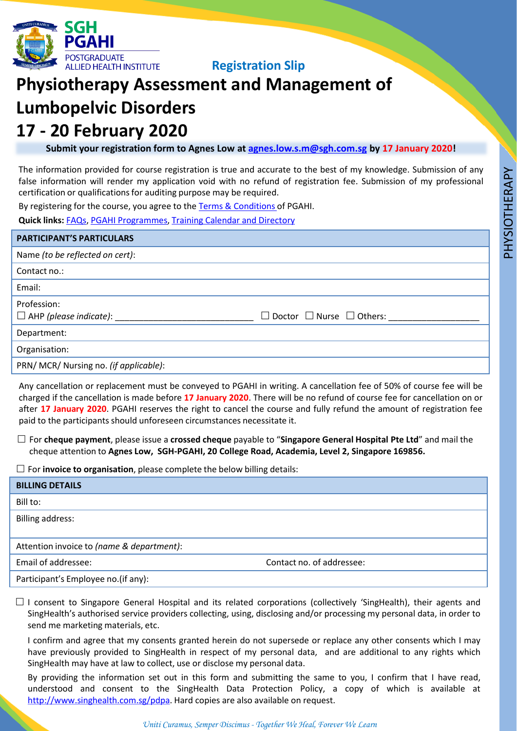SGH PGAHI
POSTGRADUATE ALLIED HEALTH INSTITUTE

**Registration Slip**

# Physiotherapy Assessment and Management of Lumbopelvic Disorders
# 17 - 20 February 2020

**Submit your registration form to Agnes Low at agnes.low.s.m@sgh.com.sg by 17 January 2020!**

The information provided for course registration is true and accurate to the best of my knowledge. Submission of any false information will render my application void with no refund of registration fee. Submission of my professional certification or qualifications for auditing purpose may be required.

By registering for the course, you agree to the Terms & Conditions of PGAHI.

**Quick links:** FAQs, PGAHI Programmes, Training Calendar and Directory

| **PARTICIPANT'S PARTICULARS** | |
|---|---|
| Name *(to be reflected on cert)*: | |
| Contact no.: | |
| Email: | |
| Profession: ☐ AHP *(please indicate)*: ____________________________ | ☐ Doctor ☐ Nurse ☐ Others: ___________________ |
| Department: | |
| Organisation: | |
| PRN/ MCR/ Nursing no. *(if applicable)*: | |

Any cancellation or replacement must be conveyed to PGAHI in writing. A cancellation fee of 50% of course fee will be charged if the cancellation is made before **17 January 2020**. There will be no refund of course fee for cancellation on or after **17 January 2020**. PGAHI reserves the right to cancel the course and fully refund the amount of registration fee paid to the participants should unforeseen circumstances necessitate it.

☐ For **cheque payment**, please issue a **crossed cheque** payable to "**Singapore General Hospital Pte Ltd**" and mail the cheque attention to **Agnes Low, SGH-PGAHI, 20 College Road, Academia, Level 2, Singapore 169856.**

☐ For **invoice to organisation**, please complete the below billing details:

| **BILLING DETAILS** | |
|---|---|
| Bill to: | |
| Billing address: | |
| Attention invoice to *(name & department)*: | |
| Email of addressee: | Contact no. of addressee: |
| Participant's Employee no.(if any): | |

☐ I consent to Singapore General Hospital and its related corporations (collectively 'SingHealth), their agents and SingHealth's authorised service providers collecting, using, disclosing and/or processing my personal data, in order to send me marketing materials, etc.

I confirm and agree that my consents granted herein do not supersede or replace any other consents which I may have previously provided to SingHealth in respect of my personal data, and are additional to any rights which SingHealth may have at law to collect, use or disclose my personal data.

By providing the information set out in this form and submitting the same to you, I confirm that I have read, understood and consent to the SingHealth Data Protection Policy, a copy of which is available at http://www.singhealth.com.sg/pdpa. Hard copies are also available on request.

*Uniti Curamus, Semper Discimus - Together We Heal, Forever We Learn*